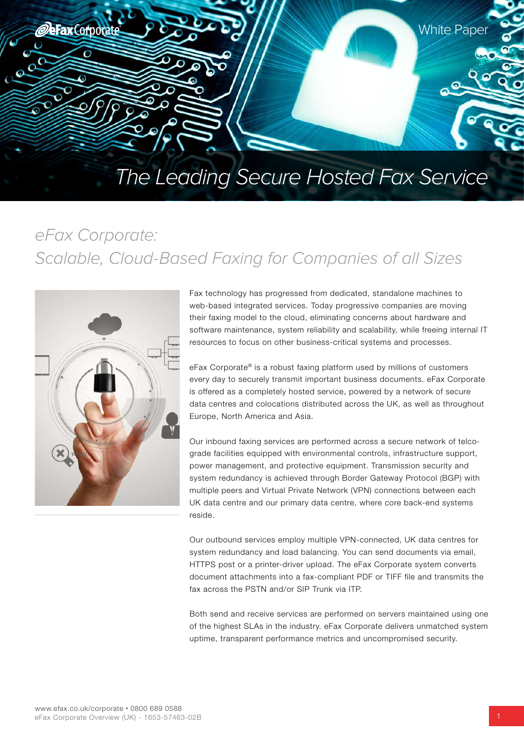White Paper

# The Leading Secure Hosted Fax Service

## eFax Corporate: Scalable, Cloud-Based Faxing for Companies of all Sizes

Fax technology has progressed from dedicated, standalone machines to web-based integrated services. Today progressive companies are moving their faxing model to the cloud, eliminating concerns about hardware and software maintenance, system reliability and scalability, while freeing internal IT resources to focus on other business-critical systems and processes.

eFax Corporate® is a robust faxing platform used by millions of customers every day to securely transmit important business documents. eFax Corporate is offered as a completely hosted service, powered by a network of secure data centres and colocations distributed across the UK, as well as throughout Europe, North America and Asia.

Our inbound faxing services are performed across a secure network of telco-grade facilities equipped with environmental controls, infrastructure support, power management, and protective equipment. Transmission security and system redundancy is achieved through Border Gateway Protocol (BGP) with multiple peers and Virtual Private Network (VPN) connections between each UK data centre and our primary data centre, where core back-end systems reside.

Our outbound services employ multiple VPN-connected, UK data centres for system redundancy and load balancing. You can send documents via email, HTTPS post or a printer-driver upload. The eFax Corporate system converts document attachments into a fax-compliant PDF or TIFF file and transmits the fax across the PSTN and/or SIP Trunk via ITP.

Both send and receive services are performed on servers maintained using one of the highest SLAs in the industry. eFax Corporate delivers unmatched system uptime, transparent performance metrics and uncompromised security.

www.efax.co.uk/corporate • 0800 689 0588
eFax Corporate Overview (UK) - 1653-57463-02B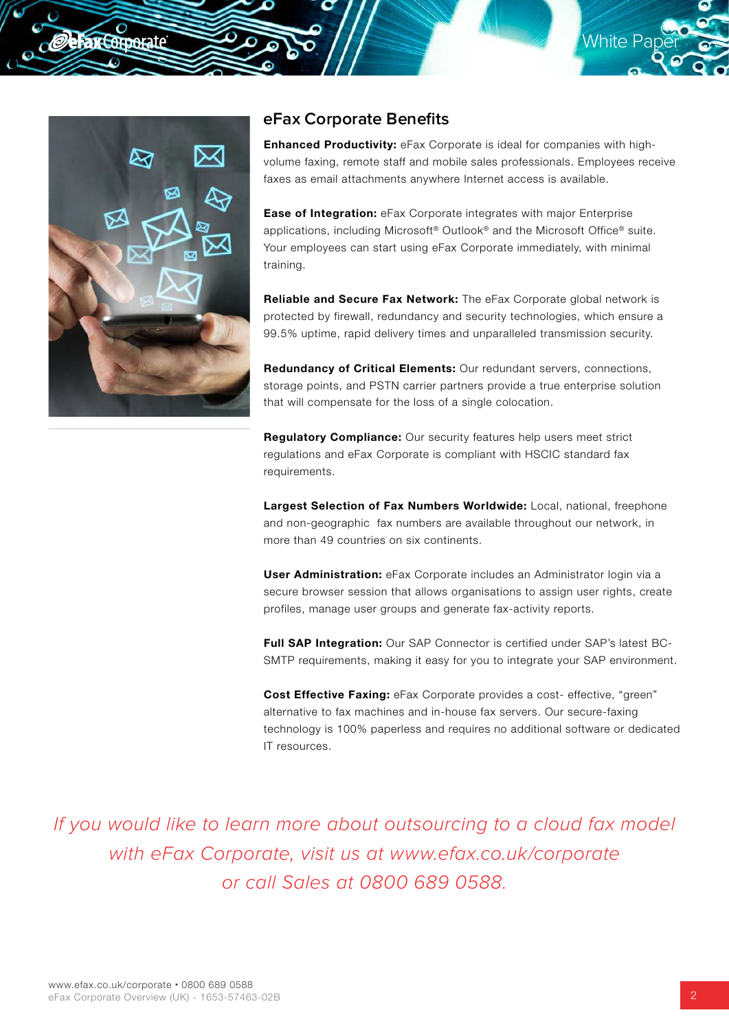## eFax Corporate Benefits

**Enhanced Productivity:** eFax Corporate is ideal for companies with high-volume faxing, remote staff and mobile sales professionals. Employees receive faxes as email attachments anywhere Internet access is available.

**Ease of Integration:** eFax Corporate integrates with major Enterprise applications, including Microsoft® Outlook® and the Microsoft Office® suite. Your employees can start using eFax Corporate immediately, with minimal training.

**Reliable and Secure Fax Network:** The eFax Corporate global network is protected by firewall, redundancy and security technologies, which ensure a 99.5% uptime, rapid delivery times and unparalleled transmission security.

**Redundancy of Critical Elements:** Our redundant servers, connections, storage points, and PSTN carrier partners provide a true enterprise solution that will compensate for the loss of a single colocation.

**Regulatory Compliance:** Our security features help users meet strict regulations and eFax Corporate is compliant with HSCIC standard fax requirements.

**Largest Selection of Fax Numbers Worldwide:** Local, national, freephone and non-geographic fax numbers are available throughout our network, in more than 49 countries on six continents.

**User Administration:** eFax Corporate includes an Administrator login via a secure browser session that allows organisations to assign user rights, create profiles, manage user groups and generate fax-activity reports.

**Full SAP Integration:** Our SAP Connector is certified under SAP's latest BC-SMTP requirements, making it easy for you to integrate your SAP environment.

**Cost Effective Faxing:** eFax Corporate provides a cost- effective, "green" alternative to fax machines and in-house fax servers. Our secure-faxing technology is 100% paperless and requires no additional software or dedicated IT resources.

*If you would like to learn more about outsourcing to a cloud fax model with eFax Corporate, visit us at www.efax.co.uk/corporate or call Sales at 0800 689 0588.*

www.efax.co.uk/corporate • 0800 689 0588
eFax Corporate Overview (UK) - 1653-57463-02B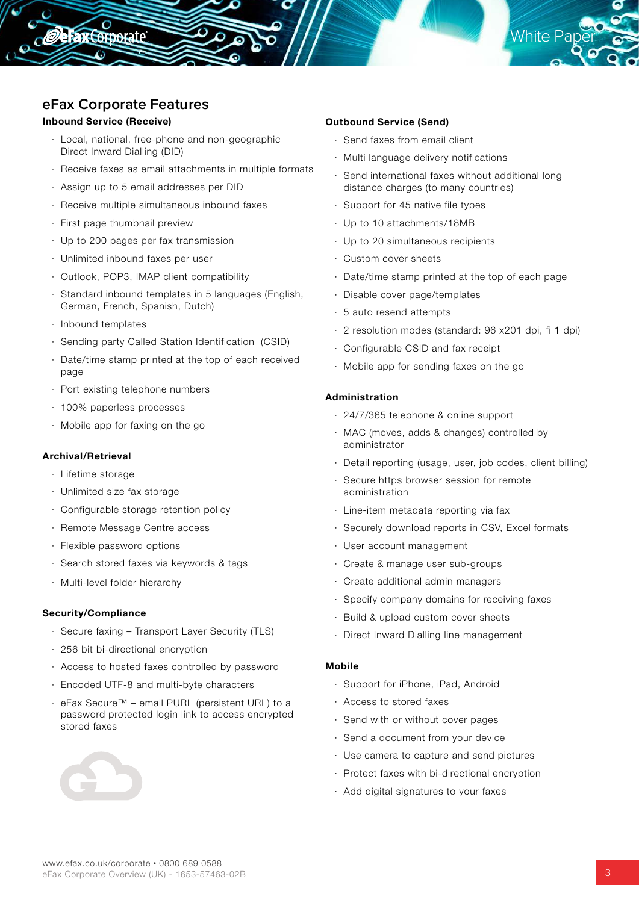# eFax Corporate Features

### Inbound Service (Receive)

- Local, national, free-phone and non-geographic Direct Inward Dialling (DID)
- Receive faxes as email attachments in multiple formats
- Assign up to 5 email addresses per DID
- Receive multiple simultaneous inbound faxes
- First page thumbnail preview
- Up to 200 pages per fax transmission
- Unlimited inbound faxes per user
- Outlook, POP3, IMAP client compatibility
- Standard inbound templates in 5 languages (English, German, French, Spanish, Dutch)
- Inbound templates
- Sending party Called Station Identification (CSID)
- Date/time stamp printed at the top of each received page
- Port existing telephone numbers
- 100% paperless processes
- Mobile app for faxing on the go

### Archival/Retrieval

- Lifetime storage
- Unlimited size fax storage
- Configurable storage retention policy
- Remote Message Centre access
- Flexible password options
- Search stored faxes via keywords & tags
- Multi-level folder hierarchy

### Security/Compliance

- Secure faxing – Transport Layer Security (TLS)
- 256 bit bi-directional encryption
- Access to hosted faxes controlled by password
- Encoded UTF-8 and multi-byte characters
- eFax Secure™ – email PURL (persistent URL) to a password protected login link to access encrypted stored faxes

### Outbound Service (Send)

- Send faxes from email client
- Multi language delivery notifications
- Send international faxes without additional long distance charges (to many countries)
- Support for 45 native file types
- Up to 10 attachments/18MB
- Up to 20 simultaneous recipients
- Custom cover sheets
- Date/time stamp printed at the top of each page
- Disable cover page/templates
- 5 auto resend attempts
- 2 resolution modes (standard: 96 x201 dpi, fi 1 dpi)
- Configurable CSID and fax receipt
- Mobile app for sending faxes on the go

### Administration

- 24/7/365 telephone & online support
- MAC (moves, adds & changes) controlled by administrator
- Detail reporting (usage, user, job codes, client billing)
- Secure https browser session for remote administration
- Line-item metadata reporting via fax
- Securely download reports in CSV, Excel formats
- User account management
- Create & manage user sub-groups
- Create additional admin managers
- Specify company domains for receiving faxes
- Build & upload custom cover sheets
- Direct Inward Dialling line management

### Mobile

- Support for iPhone, iPad, Android
- Access to stored faxes
- Send with or without cover pages
- Send a document from your device
- Use camera to capture and send pictures
- Protect faxes with bi-directional encryption
- Add digital signatures to your faxes

www.efax.co.uk/corporate • 0800 689 0588
eFax Corporate Overview (UK) - 1653-57463-02B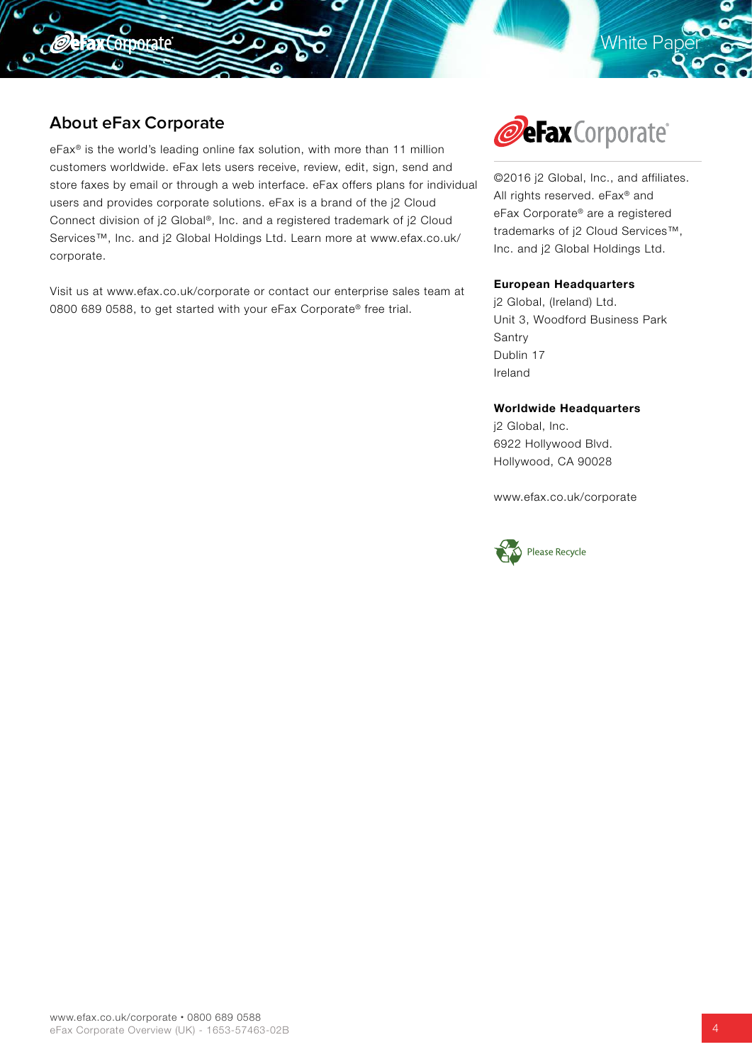## About eFax Corporate

eFax® is the world's leading online fax solution, with more than 11 million customers worldwide. eFax lets users receive, review, edit, sign, send and store faxes by email or through a web interface. eFax offers plans for individual users and provides corporate solutions. eFax is a brand of the j2 Cloud Connect division of j2 Global®, Inc. and a registered trademark of j2 Cloud Services™, Inc. and j2 Global Holdings Ltd. Learn more at www.efax.co.uk/corporate.

Visit us at www.efax.co.uk/corporate or contact our enterprise sales team at 0800 689 0588, to get started with your eFax Corporate® free trial.

©2016 j2 Global, Inc., and affiliates. All rights reserved. eFax® and eFax Corporate® are a registered trademarks of j2 Cloud Services™, Inc. and j2 Global Holdings Ltd.

**European Headquarters**
j2 Global, (Ireland) Ltd.
Unit 3, Woodford Business Park
Santry
Dublin 17
Ireland

**Worldwide Headquarters**
j2 Global, Inc.
6922 Hollywood Blvd.
Hollywood, CA 90028

www.efax.co.uk/corporate

Please Recycle

www.efax.co.uk/corporate • 0800 689 0588
eFax Corporate Overview (UK) - 1653-57463-02B